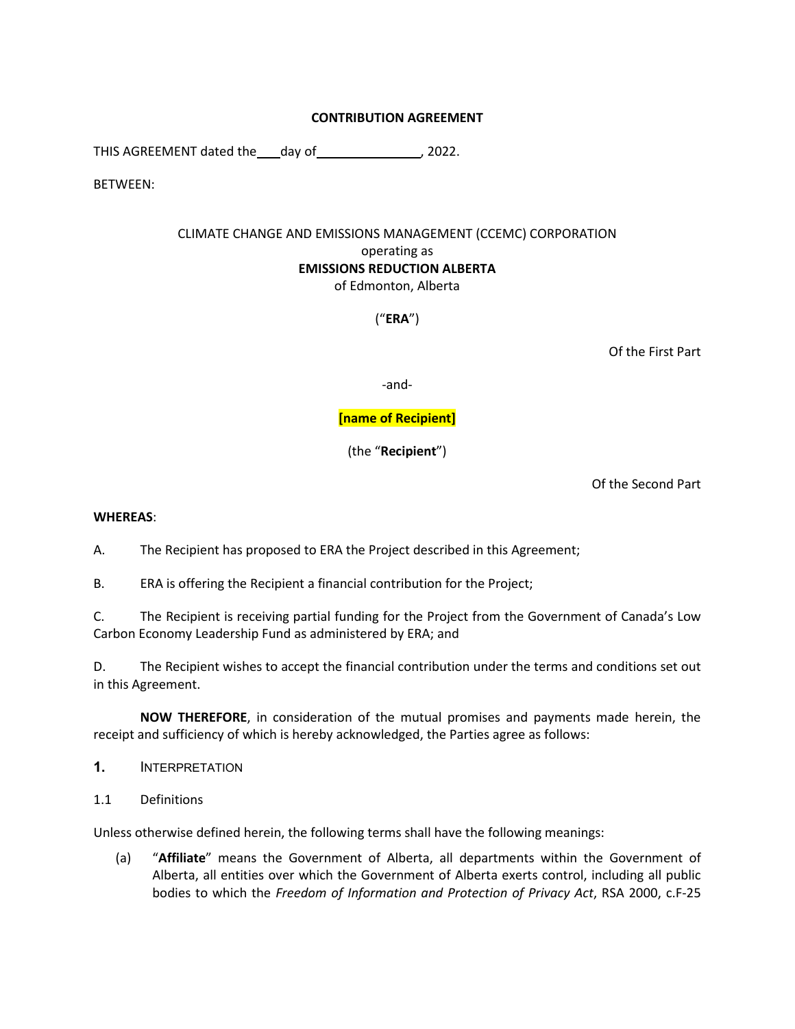**CONTRIBUTION AGREEMENT**

THIS AGREEMENT dated the \_\_\_\_ day of \_\_\_\_\_\_\_\_\_\_\_\_\_\_\_\_, 2022.

BETWEEN:

CLIMATE CHANGE AND EMISSIONS MANAGEMENT (CCEMC) CORPORATION
operating as
**EMISSIONS REDUCTION ALBERTA**
of Edmonton, Alberta

(“**ERA**”)

Of the First Part

-and-

**[name of Recipient]**

(the “**Recipient**”)

Of the Second Part

**WHEREAS**:

A. The Recipient has proposed to ERA the Project described in this Agreement;

B. ERA is offering the Recipient a financial contribution for the Project;

C. The Recipient is receiving partial funding for the Project from the Government of Canada’s Low Carbon Economy Leadership Fund as administered by ERA; and

D. The Recipient wishes to accept the financial contribution under the terms and conditions set out in this Agreement.

**NOW THEREFORE**, in consideration of the mutual promises and payments made herein, the receipt and sufficiency of which is hereby acknowledged, the Parties agree as follows:

## 1. INTERPRETATION

### 1.1 Definitions

Unless otherwise defined herein, the following terms shall have the following meanings:

(a) “**Affiliate**” means the Government of Alberta, all departments within the Government of Alberta, all entities over which the Government of Alberta exerts control, including all public bodies to which the *Freedom of Information and Protection of Privacy Act*, RSA 2000, c.F-25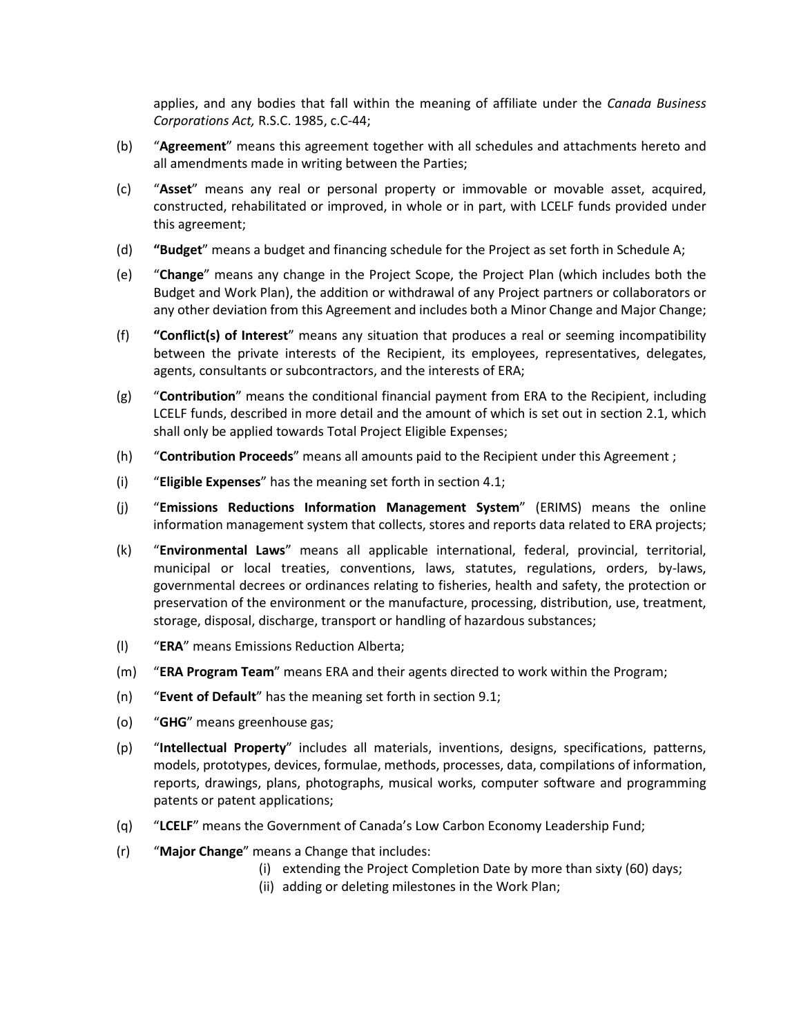applies, and any bodies that fall within the meaning of affiliate under the *Canada Business Corporations Act,* R.S.C. 1985, c.C-44;

(b) "**Agreement**" means this agreement together with all schedules and attachments hereto and all amendments made in writing between the Parties;

(c) "**Asset**" means any real or personal property or immovable or movable asset, acquired, constructed, rehabilitated or improved, in whole or in part, with LCELF funds provided under this agreement;

(d) **"Budget**" means a budget and financing schedule for the Project as set forth in Schedule A;

(e) "**Change**" means any change in the Project Scope, the Project Plan (which includes both the Budget and Work Plan), the addition or withdrawal of any Project partners or collaborators or any other deviation from this Agreement and includes both a Minor Change and Major Change;

(f) **"Conflict(s) of Interest**" means any situation that produces a real or seeming incompatibility between the private interests of the Recipient, its employees, representatives, delegates, agents, consultants or subcontractors, and the interests of ERA;

(g) "**Contribution**" means the conditional financial payment from ERA to the Recipient, including LCELF funds, described in more detail and the amount of which is set out in section 2.1, which shall only be applied towards Total Project Eligible Expenses;

(h) "**Contribution Proceeds**" means all amounts paid to the Recipient under this Agreement ;

(i) "**Eligible Expenses**" has the meaning set forth in section 4.1;

(j) "**Emissions Reductions Information Management System**" (ERIMS) means the online information management system that collects, stores and reports data related to ERA projects;

(k) "**Environmental Laws**" means all applicable international, federal, provincial, territorial, municipal or local treaties, conventions, laws, statutes, regulations, orders, by-laws, governmental decrees or ordinances relating to fisheries, health and safety, the protection or preservation of the environment or the manufacture, processing, distribution, use, treatment, storage, disposal, discharge, transport or handling of hazardous substances;

(l) "**ERA**" means Emissions Reduction Alberta;

(m) "**ERA Program Team**" means ERA and their agents directed to work within the Program;

(n) "**Event of Default**" has the meaning set forth in section 9.1;

(o) "**GHG**" means greenhouse gas;

(p) "**Intellectual Property**" includes all materials, inventions, designs, specifications, patterns, models, prototypes, devices, formulae, methods, processes, data, compilations of information, reports, drawings, plans, photographs, musical works, computer software and programming patents or patent applications;

(q) "**LCELF**" means the Government of Canada's Low Carbon Economy Leadership Fund;

(r) "**Major Change**" means a Change that includes:

   (i) extending the Project Completion Date by more than sixty (60) days;

   (ii) adding or deleting milestones in the Work Plan;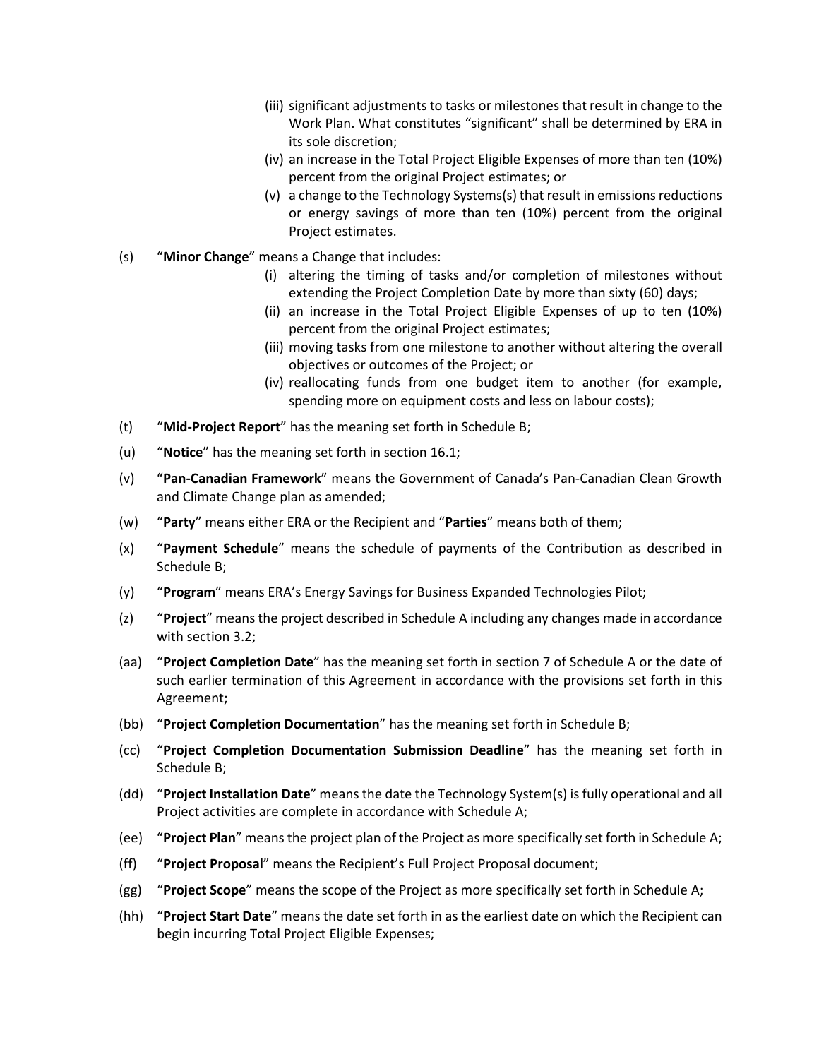(iii) significant adjustments to tasks or milestones that result in change to the Work Plan. What constitutes "significant" shall be determined by ERA in its sole discretion;

(iv) an increase in the Total Project Eligible Expenses of more than ten (10%) percent from the original Project estimates; or

(v) a change to the Technology Systems(s) that result in emissions reductions or energy savings of more than ten (10%) percent from the original Project estimates.

(s) "**Minor Change**" means a Change that includes:

(i) altering the timing of tasks and/or completion of milestones without extending the Project Completion Date by more than sixty (60) days;

(ii) an increase in the Total Project Eligible Expenses of up to ten (10%) percent from the original Project estimates;

(iii) moving tasks from one milestone to another without altering the overall objectives or outcomes of the Project; or

(iv) reallocating funds from one budget item to another (for example, spending more on equipment costs and less on labour costs);

(t) "**Mid-Project Report**" has the meaning set forth in Schedule B;

(u) "**Notice**" has the meaning set forth in section 16.1;

(v) "**Pan-Canadian Framework**" means the Government of Canada's Pan-Canadian Clean Growth and Climate Change plan as amended;

(w) "**Party**" means either ERA or the Recipient and "**Parties**" means both of them;

(x) "**Payment Schedule**" means the schedule of payments of the Contribution as described in Schedule B;

(y) "**Program**" means ERA's Energy Savings for Business Expanded Technologies Pilot;

(z) "**Project**" means the project described in Schedule A including any changes made in accordance with section 3.2;

(aa) "**Project Completion Date**" has the meaning set forth in section 7 of Schedule A or the date of such earlier termination of this Agreement in accordance with the provisions set forth in this Agreement;

(bb) "**Project Completion Documentation**" has the meaning set forth in Schedule B;

(cc) "**Project Completion Documentation Submission Deadline**" has the meaning set forth in Schedule B;

(dd) "**Project Installation Date**" means the date the Technology System(s) is fully operational and all Project activities are complete in accordance with Schedule A;

(ee) "**Project Plan**" means the project plan of the Project as more specifically set forth in Schedule A;

(ff) "**Project Proposal**" means the Recipient's Full Project Proposal document;

(gg) "**Project Scope**" means the scope of the Project as more specifically set forth in Schedule A;

(hh) "**Project Start Date**" means the date set forth in as the earliest date on which the Recipient can begin incurring Total Project Eligible Expenses;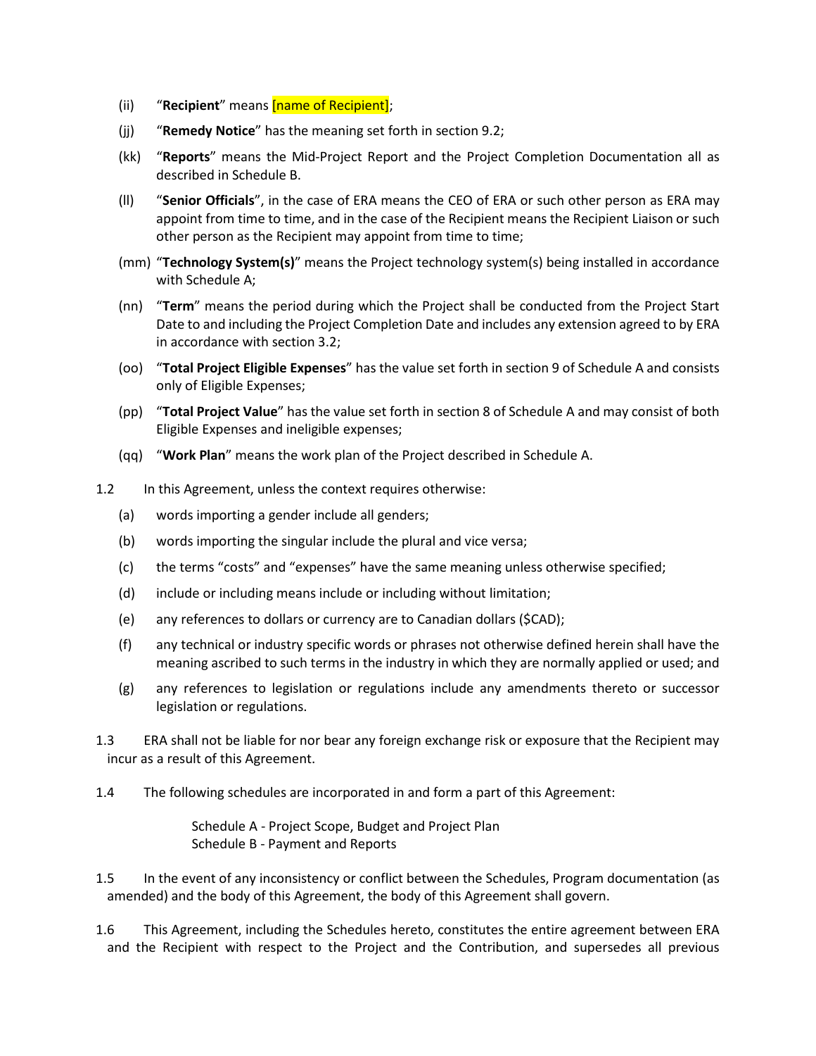(ii) "**Recipient**" means [name of Recipient];

(jj) "**Remedy Notice**" has the meaning set forth in section 9.2;

(kk) "**Reports**" means the Mid-Project Report and the Project Completion Documentation all as described in Schedule B.

(ll) "**Senior Officials**", in the case of ERA means the CEO of ERA or such other person as ERA may appoint from time to time, and in the case of the Recipient means the Recipient Liaison or such other person as the Recipient may appoint from time to time;

(mm) "**Technology System(s)**" means the Project technology system(s) being installed in accordance with Schedule A;

(nn) "**Term**" means the period during which the Project shall be conducted from the Project Start Date to and including the Project Completion Date and includes any extension agreed to by ERA in accordance with section 3.2;

(oo) "**Total Project Eligible Expenses**" has the value set forth in section 9 of Schedule A and consists only of Eligible Expenses;

(pp) "**Total Project Value**" has the value set forth in section 8 of Schedule A and may consist of both Eligible Expenses and ineligible expenses;

(qq) "**Work Plan**" means the work plan of the Project described in Schedule A.

1.2 In this Agreement, unless the context requires otherwise:

(a) words importing a gender include all genders;

(b) words importing the singular include the plural and vice versa;

(c) the terms "costs" and "expenses" have the same meaning unless otherwise specified;

(d) include or including means include or including without limitation;

(e) any references to dollars or currency are to Canadian dollars ($CAD);

(f) any technical or industry specific words or phrases not otherwise defined herein shall have the meaning ascribed to such terms in the industry in which they are normally applied or used; and

(g) any references to legislation or regulations include any amendments thereto or successor legislation or regulations.

1.3 ERA shall not be liable for nor bear any foreign exchange risk or exposure that the Recipient may incur as a result of this Agreement.

1.4 The following schedules are incorporated in and form a part of this Agreement:

Schedule A - Project Scope, Budget and Project Plan
Schedule B - Payment and Reports

1.5 In the event of any inconsistency or conflict between the Schedules, Program documentation (as amended) and the body of this Agreement, the body of this Agreement shall govern.

1.6 This Agreement, including the Schedules hereto, constitutes the entire agreement between ERA and the Recipient with respect to the Project and the Contribution, and supersedes all previous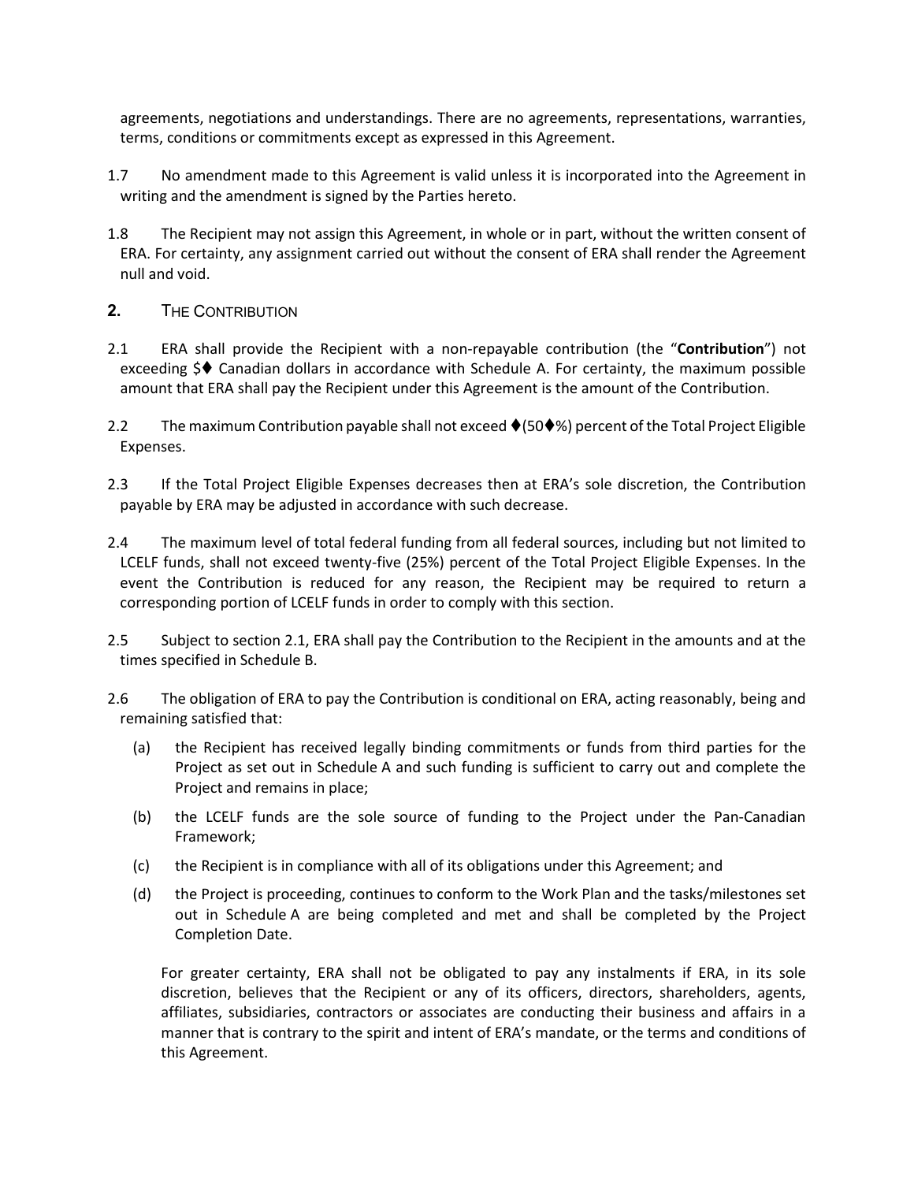agreements, negotiations and understandings. There are no agreements, representations, warranties, terms, conditions or commitments except as expressed in this Agreement.

1.7 No amendment made to this Agreement is valid unless it is incorporated into the Agreement in writing and the amendment is signed by the Parties hereto.

1.8 The Recipient may not assign this Agreement, in whole or in part, without the written consent of ERA. For certainty, any assignment carried out without the consent of ERA shall render the Agreement null and void.

## 2. THE CONTRIBUTION

2.1 ERA shall provide the Recipient with a non-repayable contribution (the "**Contribution**") not exceeding $♦ Canadian dollars in accordance with Schedule A. For certainty, the maximum possible amount that ERA shall pay the Recipient under this Agreement is the amount of the Contribution.

2.2 The maximum Contribution payable shall not exceed ♦(50♦%) percent of the Total Project Eligible Expenses.

2.3 If the Total Project Eligible Expenses decreases then at ERA's sole discretion, the Contribution payable by ERA may be adjusted in accordance with such decrease.

2.4 The maximum level of total federal funding from all federal sources, including but not limited to LCELF funds, shall not exceed twenty-five (25%) percent of the Total Project Eligible Expenses. In the event the Contribution is reduced for any reason, the Recipient may be required to return a corresponding portion of LCELF funds in order to comply with this section.

2.5 Subject to section 2.1, ERA shall pay the Contribution to the Recipient in the amounts and at the times specified in Schedule B.

2.6 The obligation of ERA to pay the Contribution is conditional on ERA, acting reasonably, being and remaining satisfied that:

(a) the Recipient has received legally binding commitments or funds from third parties for the Project as set out in Schedule A and such funding is sufficient to carry out and complete the Project and remains in place;

(b) the LCELF funds are the sole source of funding to the Project under the Pan-Canadian Framework;

(c) the Recipient is in compliance with all of its obligations under this Agreement; and

(d) the Project is proceeding, continues to conform to the Work Plan and the tasks/milestones set out in Schedule A are being completed and met and shall be completed by the Project Completion Date.

For greater certainty, ERA shall not be obligated to pay any instalments if ERA, in its sole discretion, believes that the Recipient or any of its officers, directors, shareholders, agents, affiliates, subsidiaries, contractors or associates are conducting their business and affairs in a manner that is contrary to the spirit and intent of ERA's mandate, or the terms and conditions of this Agreement.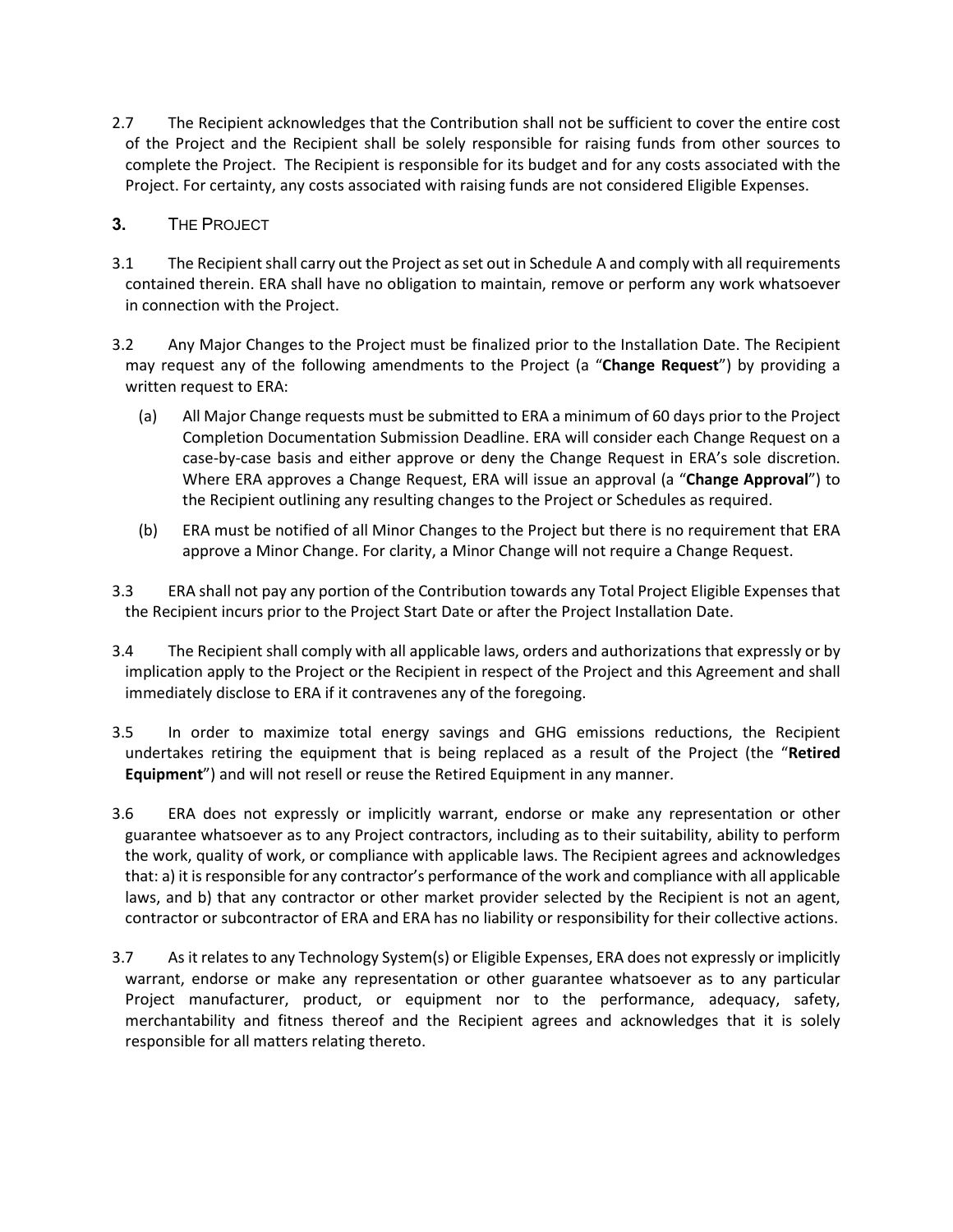2.7 The Recipient acknowledges that the Contribution shall not be sufficient to cover the entire cost of the Project and the Recipient shall be solely responsible for raising funds from other sources to complete the Project. The Recipient is responsible for its budget and for any costs associated with the Project. For certainty, any costs associated with raising funds are not considered Eligible Expenses.

## 3. THE PROJECT

3.1 The Recipient shall carry out the Project as set out in Schedule A and comply with all requirements contained therein. ERA shall have no obligation to maintain, remove or perform any work whatsoever in connection with the Project.

3.2 Any Major Changes to the Project must be finalized prior to the Installation Date. The Recipient may request any of the following amendments to the Project (a "**Change Request**") by providing a written request to ERA:

(a) All Major Change requests must be submitted to ERA a minimum of 60 days prior to the Project Completion Documentation Submission Deadline. ERA will consider each Change Request on a case-by-case basis and either approve or deny the Change Request in ERA's sole discretion. Where ERA approves a Change Request, ERA will issue an approval (a "**Change Approval**") to the Recipient outlining any resulting changes to the Project or Schedules as required.

(b) ERA must be notified of all Minor Changes to the Project but there is no requirement that ERA approve a Minor Change. For clarity, a Minor Change will not require a Change Request.

3.3 ERA shall not pay any portion of the Contribution towards any Total Project Eligible Expenses that the Recipient incurs prior to the Project Start Date or after the Project Installation Date.

3.4 The Recipient shall comply with all applicable laws, orders and authorizations that expressly or by implication apply to the Project or the Recipient in respect of the Project and this Agreement and shall immediately disclose to ERA if it contravenes any of the foregoing.

3.5 In order to maximize total energy savings and GHG emissions reductions, the Recipient undertakes retiring the equipment that is being replaced as a result of the Project (the "**Retired Equipment**") and will not resell or reuse the Retired Equipment in any manner.

3.6 ERA does not expressly or implicitly warrant, endorse or make any representation or other guarantee whatsoever as to any Project contractors, including as to their suitability, ability to perform the work, quality of work, or compliance with applicable laws. The Recipient agrees and acknowledges that: a) it is responsible for any contractor's performance of the work and compliance with all applicable laws, and b) that any contractor or other market provider selected by the Recipient is not an agent, contractor or subcontractor of ERA and ERA has no liability or responsibility for their collective actions.

3.7 As it relates to any Technology System(s) or Eligible Expenses, ERA does not expressly or implicitly warrant, endorse or make any representation or other guarantee whatsoever as to any particular Project manufacturer, product, or equipment nor to the performance, adequacy, safety, merchantability and fitness thereof and the Recipient agrees and acknowledges that it is solely responsible for all matters relating thereto.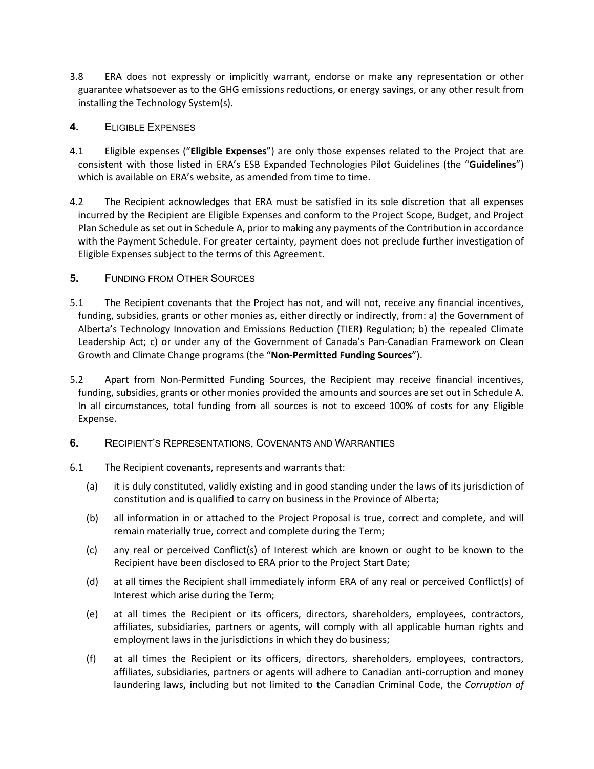3.8 ERA does not expressly or implicitly warrant, endorse or make any representation or other guarantee whatsoever as to the GHG emissions reductions, or energy savings, or any other result from installing the Technology System(s).

## 4. ELIGIBLE EXPENSES

4.1 Eligible expenses ("**Eligible Expenses**") are only those expenses related to the Project that are consistent with those listed in ERA's ESB Expanded Technologies Pilot Guidelines (the "**Guidelines**") which is available on ERA's website, as amended from time to time.

4.2 The Recipient acknowledges that ERA must be satisfied in its sole discretion that all expenses incurred by the Recipient are Eligible Expenses and conform to the Project Scope, Budget, and Project Plan Schedule as set out in Schedule A, prior to making any payments of the Contribution in accordance with the Payment Schedule. For greater certainty, payment does not preclude further investigation of Eligible Expenses subject to the terms of this Agreement.

## 5. FUNDING FROM OTHER SOURCES

5.1 The Recipient covenants that the Project has not, and will not, receive any financial incentives, funding, subsidies, grants or other monies as, either directly or indirectly, from: a) the Government of Alberta's Technology Innovation and Emissions Reduction (TIER) Regulation; b) the repealed Climate Leadership Act; c) or under any of the Government of Canada's Pan-Canadian Framework on Clean Growth and Climate Change programs (the "**Non-Permitted Funding Sources**").

5.2 Apart from Non-Permitted Funding Sources, the Recipient may receive financial incentives, funding, subsidies, grants or other monies provided the amounts and sources are set out in Schedule A. In all circumstances, total funding from all sources is not to exceed 100% of costs for any Eligible Expense.

## 6. RECIPIENT'S REPRESENTATIONS, COVENANTS AND WARRANTIES

6.1 The Recipient covenants, represents and warrants that:

(a) it is duly constituted, validly existing and in good standing under the laws of its jurisdiction of constitution and is qualified to carry on business in the Province of Alberta;

(b) all information in or attached to the Project Proposal is true, correct and complete, and will remain materially true, correct and complete during the Term;

(c) any real or perceived Conflict(s) of Interest which are known or ought to be known to the Recipient have been disclosed to ERA prior to the Project Start Date;

(d) at all times the Recipient shall immediately inform ERA of any real or perceived Conflict(s) of Interest which arise during the Term;

(e) at all times the Recipient or its officers, directors, shareholders, employees, contractors, affiliates, subsidiaries, partners or agents, will comply with all applicable human rights and employment laws in the jurisdictions in which they do business;

(f) at all times the Recipient or its officers, directors, shareholders, employees, contractors, affiliates, subsidiaries, partners or agents will adhere to Canadian anti-corruption and money laundering laws, including but not limited to the Canadian Criminal Code, the *Corruption of*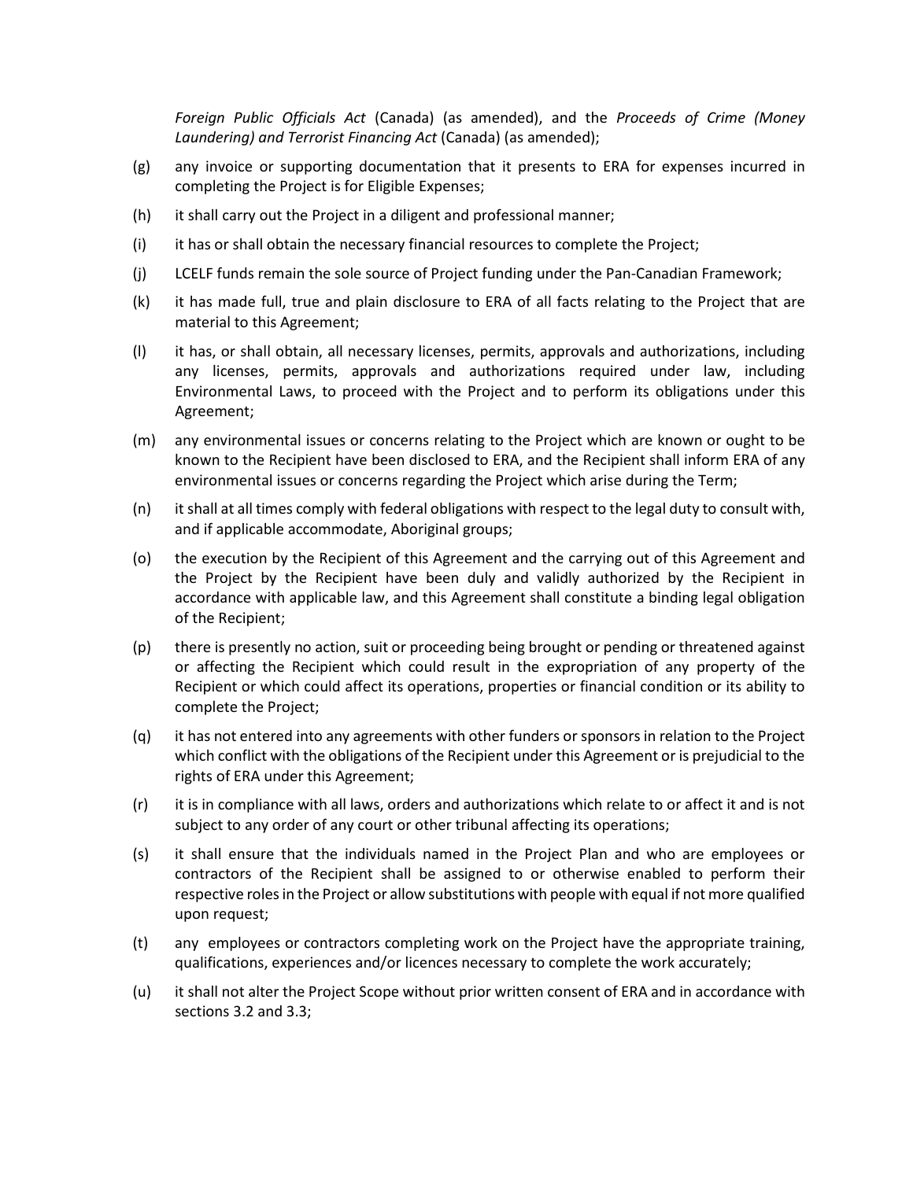*Foreign Public Officials Act* (Canada) (as amended), and the *Proceeds of Crime (Money Laundering) and Terrorist Financing Act* (Canada) (as amended);

(g) any invoice or supporting documentation that it presents to ERA for expenses incurred in completing the Project is for Eligible Expenses;

(h) it shall carry out the Project in a diligent and professional manner;

(i) it has or shall obtain the necessary financial resources to complete the Project;

(j) LCELF funds remain the sole source of Project funding under the Pan-Canadian Framework;

(k) it has made full, true and plain disclosure to ERA of all facts relating to the Project that are material to this Agreement;

(l) it has, or shall obtain, all necessary licenses, permits, approvals and authorizations, including any licenses, permits, approvals and authorizations required under law, including Environmental Laws, to proceed with the Project and to perform its obligations under this Agreement;

(m) any environmental issues or concerns relating to the Project which are known or ought to be known to the Recipient have been disclosed to ERA, and the Recipient shall inform ERA of any environmental issues or concerns regarding the Project which arise during the Term;

(n) it shall at all times comply with federal obligations with respect to the legal duty to consult with, and if applicable accommodate, Aboriginal groups;

(o) the execution by the Recipient of this Agreement and the carrying out of this Agreement and the Project by the Recipient have been duly and validly authorized by the Recipient in accordance with applicable law, and this Agreement shall constitute a binding legal obligation of the Recipient;

(p) there is presently no action, suit or proceeding being brought or pending or threatened against or affecting the Recipient which could result in the expropriation of any property of the Recipient or which could affect its operations, properties or financial condition or its ability to complete the Project;

(q) it has not entered into any agreements with other funders or sponsors in relation to the Project which conflict with the obligations of the Recipient under this Agreement or is prejudicial to the rights of ERA under this Agreement;

(r) it is in compliance with all laws, orders and authorizations which relate to or affect it and is not subject to any order of any court or other tribunal affecting its operations;

(s) it shall ensure that the individuals named in the Project Plan and who are employees or contractors of the Recipient shall be assigned to or otherwise enabled to perform their respective roles in the Project or allow substitutions with people with equal if not more qualified upon request;

(t) any employees or contractors completing work on the Project have the appropriate training, qualifications, experiences and/or licences necessary to complete the work accurately;

(u) it shall not alter the Project Scope without prior written consent of ERA and in accordance with sections 3.2 and 3.3;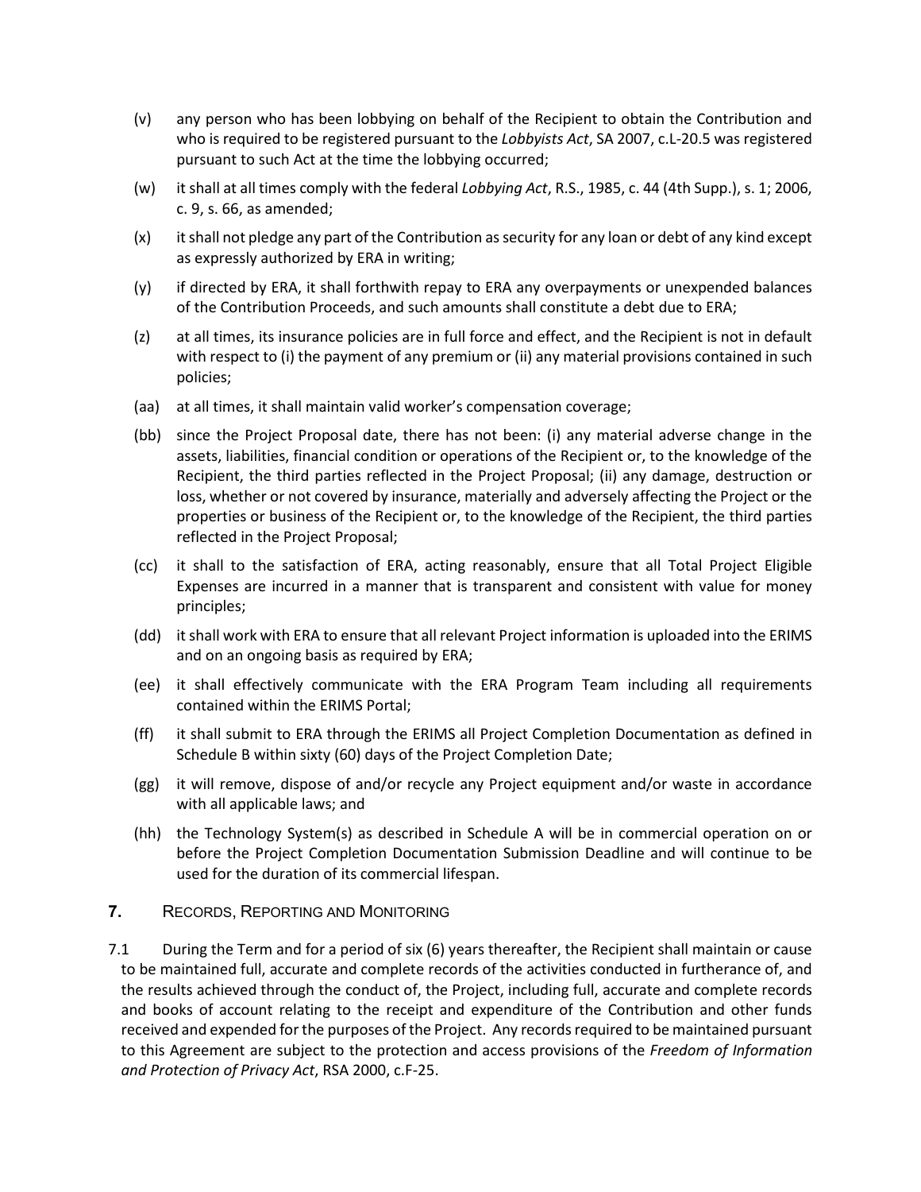(v) any person who has been lobbying on behalf of the Recipient to obtain the Contribution and who is required to be registered pursuant to the *Lobbyists Act*, SA 2007, c.L-20.5 was registered pursuant to such Act at the time the lobbying occurred;

(w) it shall at all times comply with the federal *Lobbying Act*, R.S., 1985, c. 44 (4th Supp.), s. 1; 2006, c. 9, s. 66, as amended;

(x) it shall not pledge any part of the Contribution as security for any loan or debt of any kind except as expressly authorized by ERA in writing;

(y) if directed by ERA, it shall forthwith repay to ERA any overpayments or unexpended balances of the Contribution Proceeds, and such amounts shall constitute a debt due to ERA;

(z) at all times, its insurance policies are in full force and effect, and the Recipient is not in default with respect to (i) the payment of any premium or (ii) any material provisions contained in such policies;

(aa) at all times, it shall maintain valid worker's compensation coverage;

(bb) since the Project Proposal date, there has not been: (i) any material adverse change in the assets, liabilities, financial condition or operations of the Recipient or, to the knowledge of the Recipient, the third parties reflected in the Project Proposal; (ii) any damage, destruction or loss, whether or not covered by insurance, materially and adversely affecting the Project or the properties or business of the Recipient or, to the knowledge of the Recipient, the third parties reflected in the Project Proposal;

(cc) it shall to the satisfaction of ERA, acting reasonably, ensure that all Total Project Eligible Expenses are incurred in a manner that is transparent and consistent with value for money principles;

(dd) it shall work with ERA to ensure that all relevant Project information is uploaded into the ERIMS and on an ongoing basis as required by ERA;

(ee) it shall effectively communicate with the ERA Program Team including all requirements contained within the ERIMS Portal;

(ff) it shall submit to ERA through the ERIMS all Project Completion Documentation as defined in Schedule B within sixty (60) days of the Project Completion Date;

(gg) it will remove, dispose of and/or recycle any Project equipment and/or waste in accordance with all applicable laws; and

(hh) the Technology System(s) as described in Schedule A will be in commercial operation on or before the Project Completion Documentation Submission Deadline and will continue to be used for the duration of its commercial lifespan.

## 7. RECORDS, REPORTING AND MONITORING

7.1 During the Term and for a period of six (6) years thereafter, the Recipient shall maintain or cause to be maintained full, accurate and complete records of the activities conducted in furtherance of, and the results achieved through the conduct of, the Project, including full, accurate and complete records and books of account relating to the receipt and expenditure of the Contribution and other funds received and expended for the purposes of the Project. Any records required to be maintained pursuant to this Agreement are subject to the protection and access provisions of the *Freedom of Information and Protection of Privacy Act*, RSA 2000, c.F-25.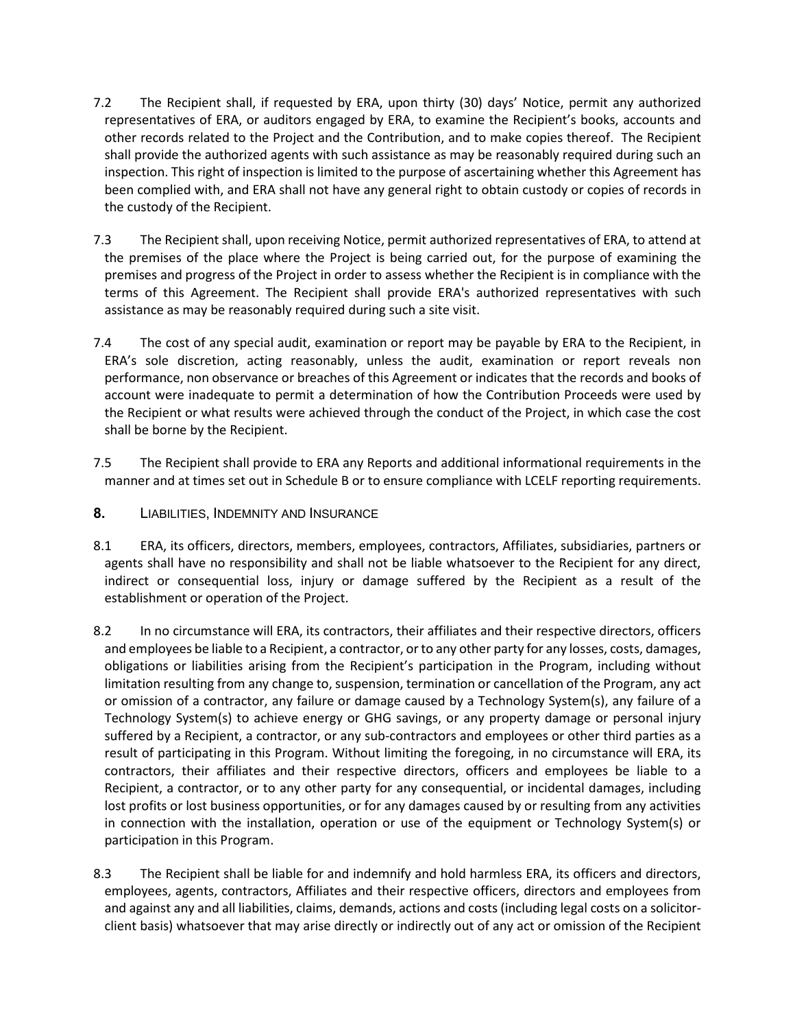7.2 The Recipient shall, if requested by ERA, upon thirty (30) days' Notice, permit any authorized representatives of ERA, or auditors engaged by ERA, to examine the Recipient's books, accounts and other records related to the Project and the Contribution, and to make copies thereof. The Recipient shall provide the authorized agents with such assistance as may be reasonably required during such an inspection. This right of inspection is limited to the purpose of ascertaining whether this Agreement has been complied with, and ERA shall not have any general right to obtain custody or copies of records in the custody of the Recipient.

7.3 The Recipient shall, upon receiving Notice, permit authorized representatives of ERA, to attend at the premises of the place where the Project is being carried out, for the purpose of examining the premises and progress of the Project in order to assess whether the Recipient is in compliance with the terms of this Agreement. The Recipient shall provide ERA's authorized representatives with such assistance as may be reasonably required during such a site visit.

7.4 The cost of any special audit, examination or report may be payable by ERA to the Recipient, in ERA's sole discretion, acting reasonably, unless the audit, examination or report reveals non performance, non observance or breaches of this Agreement or indicates that the records and books of account were inadequate to permit a determination of how the Contribution Proceeds were used by the Recipient or what results were achieved through the conduct of the Project, in which case the cost shall be borne by the Recipient.

7.5 The Recipient shall provide to ERA any Reports and additional informational requirements in the manner and at times set out in Schedule B or to ensure compliance with LCELF reporting requirements.

## 8. LIABILITIES, INDEMNITY AND INSURANCE

8.1 ERA, its officers, directors, members, employees, contractors, Affiliates, subsidiaries, partners or agents shall have no responsibility and shall not be liable whatsoever to the Recipient for any direct, indirect or consequential loss, injury or damage suffered by the Recipient as a result of the establishment or operation of the Project.

8.2 In no circumstance will ERA, its contractors, their affiliates and their respective directors, officers and employees be liable to a Recipient, a contractor, or to any other party for any losses, costs, damages, obligations or liabilities arising from the Recipient's participation in the Program, including without limitation resulting from any change to, suspension, termination or cancellation of the Program, any act or omission of a contractor, any failure or damage caused by a Technology System(s), any failure of a Technology System(s) to achieve energy or GHG savings, or any property damage or personal injury suffered by a Recipient, a contractor, or any sub-contractors and employees or other third parties as a result of participating in this Program. Without limiting the foregoing, in no circumstance will ERA, its contractors, their affiliates and their respective directors, officers and employees be liable to a Recipient, a contractor, or to any other party for any consequential, or incidental damages, including lost profits or lost business opportunities, or for any damages caused by or resulting from any activities in connection with the installation, operation or use of the equipment or Technology System(s) or participation in this Program.

8.3 The Recipient shall be liable for and indemnify and hold harmless ERA, its officers and directors, employees, agents, contractors, Affiliates and their respective officers, directors and employees from and against any and all liabilities, claims, demands, actions and costs (including legal costs on a solicitor-client basis) whatsoever that may arise directly or indirectly out of any act or omission of the Recipient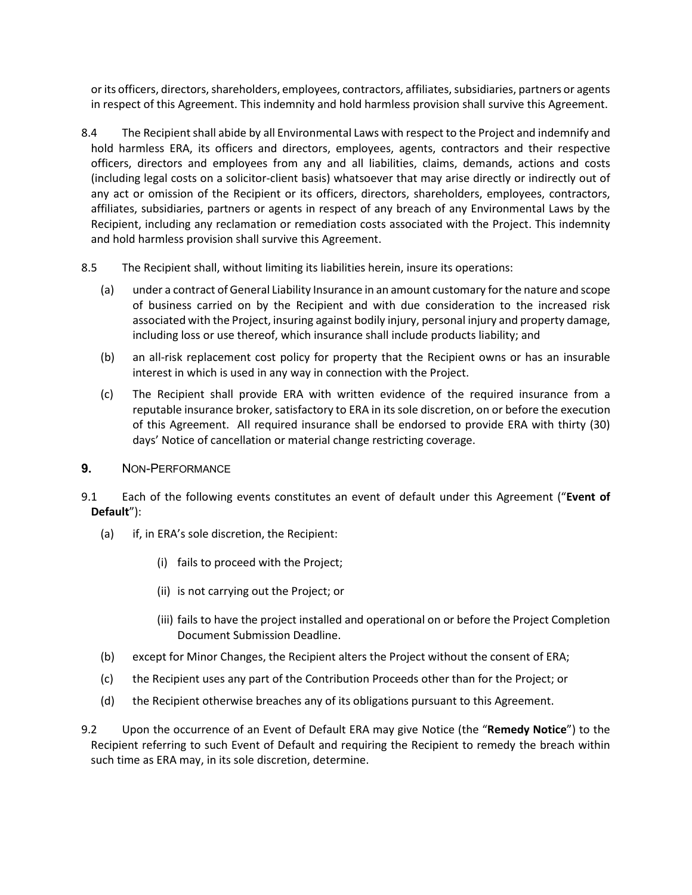or its officers, directors, shareholders, employees, contractors, affiliates, subsidiaries, partners or agents in respect of this Agreement. This indemnity and hold harmless provision shall survive this Agreement.

8.4 The Recipient shall abide by all Environmental Laws with respect to the Project and indemnify and hold harmless ERA, its officers and directors, employees, agents, contractors and their respective officers, directors and employees from any and all liabilities, claims, demands, actions and costs (including legal costs on a solicitor-client basis) whatsoever that may arise directly or indirectly out of any act or omission of the Recipient or its officers, directors, shareholders, employees, contractors, affiliates, subsidiaries, partners or agents in respect of any breach of any Environmental Laws by the Recipient, including any reclamation or remediation costs associated with the Project. This indemnity and hold harmless provision shall survive this Agreement.

8.5 The Recipient shall, without limiting its liabilities herein, insure its operations:

(a) under a contract of General Liability Insurance in an amount customary for the nature and scope of business carried on by the Recipient and with due consideration to the increased risk associated with the Project, insuring against bodily injury, personal injury and property damage, including loss or use thereof, which insurance shall include products liability; and

(b) an all-risk replacement cost policy for property that the Recipient owns or has an insurable interest in which is used in any way in connection with the Project.

(c) The Recipient shall provide ERA with written evidence of the required insurance from a reputable insurance broker, satisfactory to ERA in its sole discretion, on or before the execution of this Agreement. All required insurance shall be endorsed to provide ERA with thirty (30) days' Notice of cancellation or material change restricting coverage.

## 9. NON-PERFORMANCE

9.1 Each of the following events constitutes an event of default under this Agreement ("**Event of Default**"):

(a) if, in ERA's sole discretion, the Recipient:

(i) fails to proceed with the Project;

(ii) is not carrying out the Project; or

(iii) fails to have the project installed and operational on or before the Project Completion Document Submission Deadline.

(b) except for Minor Changes, the Recipient alters the Project without the consent of ERA;

(c) the Recipient uses any part of the Contribution Proceeds other than for the Project; or

(d) the Recipient otherwise breaches any of its obligations pursuant to this Agreement.

9.2 Upon the occurrence of an Event of Default ERA may give Notice (the "**Remedy Notice**") to the Recipient referring to such Event of Default and requiring the Recipient to remedy the breach within such time as ERA may, in its sole discretion, determine.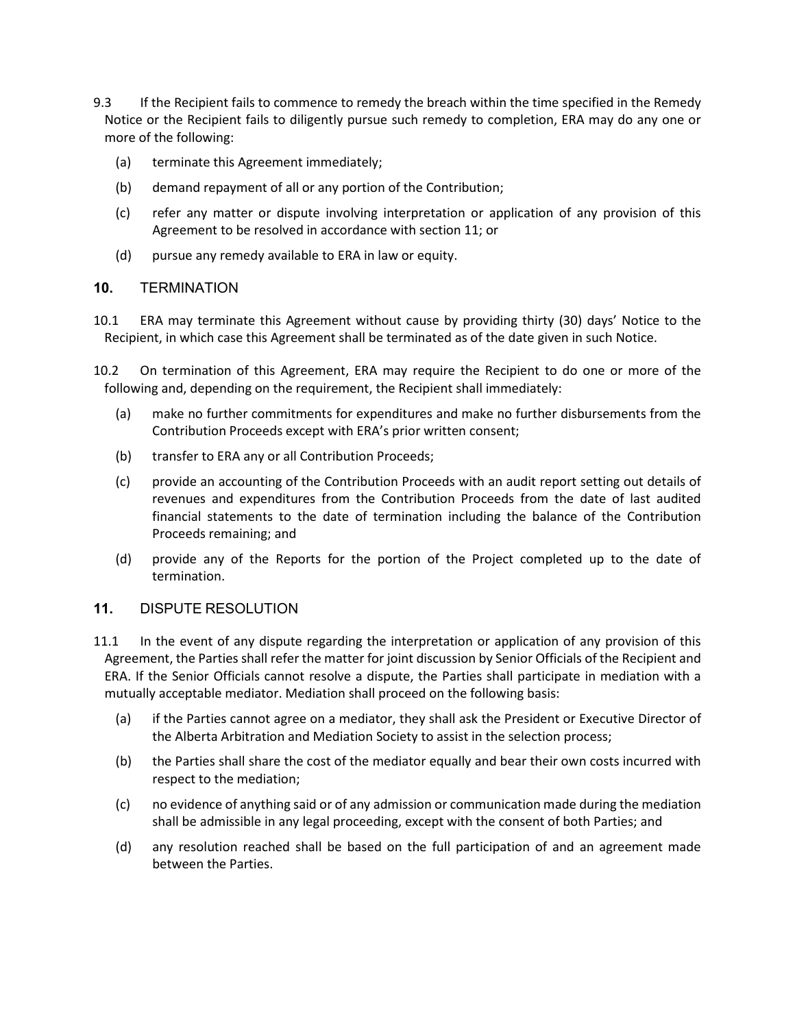9.3 If the Recipient fails to commence to remedy the breach within the time specified in the Remedy Notice or the Recipient fails to diligently pursue such remedy to completion, ERA may do any one or more of the following:

(a) terminate this Agreement immediately;

(b) demand repayment of all or any portion of the Contribution;

(c) refer any matter or dispute involving interpretation or application of any provision of this Agreement to be resolved in accordance with section 11; or

(d) pursue any remedy available to ERA in law or equity.

## 10. TERMINATION

10.1 ERA may terminate this Agreement without cause by providing thirty (30) days' Notice to the Recipient, in which case this Agreement shall be terminated as of the date given in such Notice.

10.2 On termination of this Agreement, ERA may require the Recipient to do one or more of the following and, depending on the requirement, the Recipient shall immediately:

(a) make no further commitments for expenditures and make no further disbursements from the Contribution Proceeds except with ERA's prior written consent;

(b) transfer to ERA any or all Contribution Proceeds;

(c) provide an accounting of the Contribution Proceeds with an audit report setting out details of revenues and expenditures from the Contribution Proceeds from the date of last audited financial statements to the date of termination including the balance of the Contribution Proceeds remaining; and

(d) provide any of the Reports for the portion of the Project completed up to the date of termination.

## 11. DISPUTE RESOLUTION

11.1 In the event of any dispute regarding the interpretation or application of any provision of this Agreement, the Parties shall refer the matter for joint discussion by Senior Officials of the Recipient and ERA. If the Senior Officials cannot resolve a dispute, the Parties shall participate in mediation with a mutually acceptable mediator. Mediation shall proceed on the following basis:

(a) if the Parties cannot agree on a mediator, they shall ask the President or Executive Director of the Alberta Arbitration and Mediation Society to assist in the selection process;

(b) the Parties shall share the cost of the mediator equally and bear their own costs incurred with respect to the mediation;

(c) no evidence of anything said or of any admission or communication made during the mediation shall be admissible in any legal proceeding, except with the consent of both Parties; and

(d) any resolution reached shall be based on the full participation of and an agreement made between the Parties.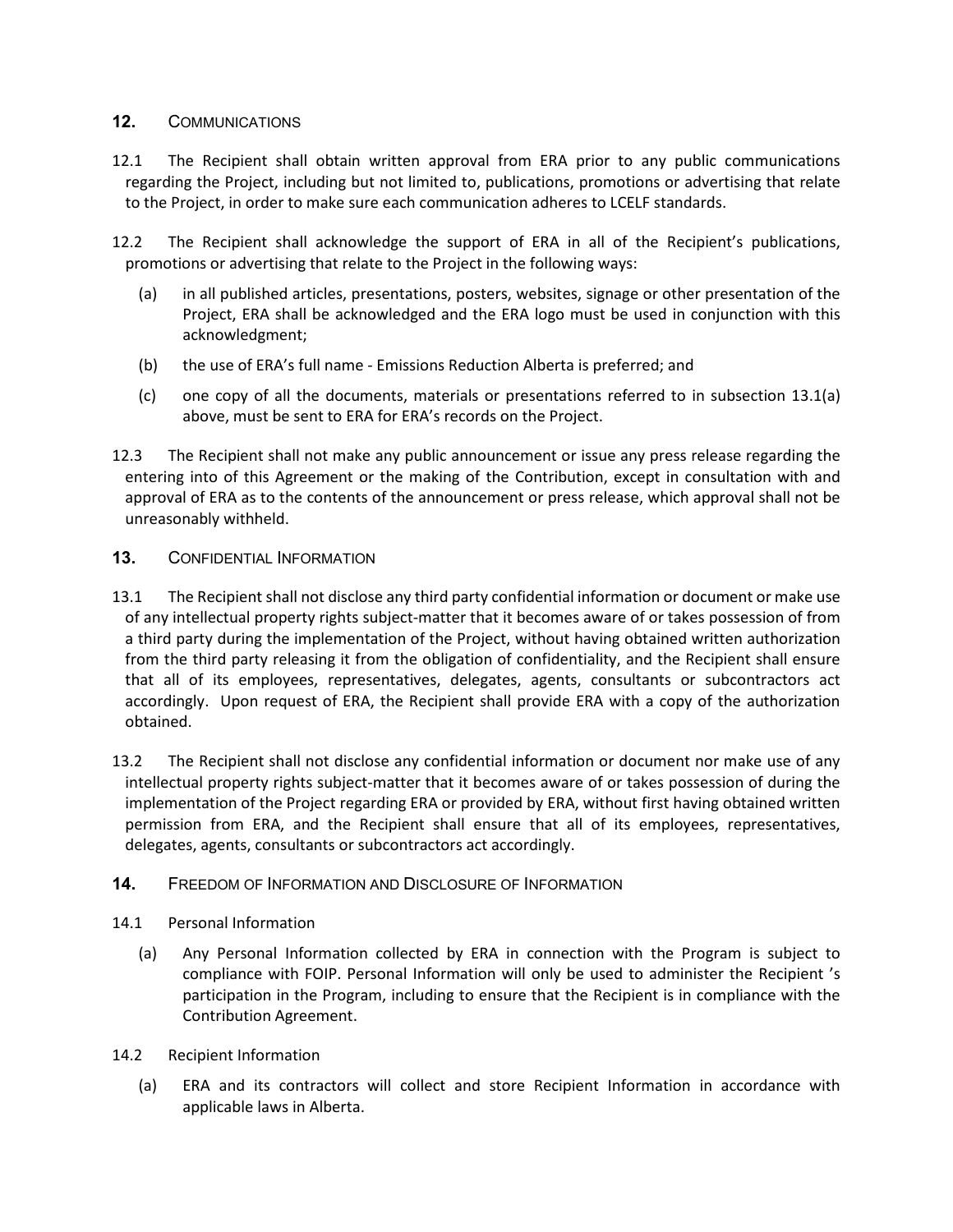## 12. Communications

12.1 The Recipient shall obtain written approval from ERA prior to any public communications regarding the Project, including but not limited to, publications, promotions or advertising that relate to the Project, in order to make sure each communication adheres to LCELF standards.

12.2 The Recipient shall acknowledge the support of ERA in all of the Recipient's publications, promotions or advertising that relate to the Project in the following ways:

(a) in all published articles, presentations, posters, websites, signage or other presentation of the Project, ERA shall be acknowledged and the ERA logo must be used in conjunction with this acknowledgment;

(b) the use of ERA's full name - Emissions Reduction Alberta is preferred; and

(c) one copy of all the documents, materials or presentations referred to in subsection 13.1(a) above, must be sent to ERA for ERA's records on the Project.

12.3 The Recipient shall not make any public announcement or issue any press release regarding the entering into of this Agreement or the making of the Contribution, except in consultation with and approval of ERA as to the contents of the announcement or press release, which approval shall not be unreasonably withheld.

## 13. Confidential Information

13.1 The Recipient shall not disclose any third party confidential information or document or make use of any intellectual property rights subject-matter that it becomes aware of or takes possession of from a third party during the implementation of the Project, without having obtained written authorization from the third party releasing it from the obligation of confidentiality, and the Recipient shall ensure that all of its employees, representatives, delegates, agents, consultants or subcontractors act accordingly. Upon request of ERA, the Recipient shall provide ERA with a copy of the authorization obtained.

13.2 The Recipient shall not disclose any confidential information or document nor make use of any intellectual property rights subject-matter that it becomes aware of or takes possession of during the implementation of the Project regarding ERA or provided by ERA, without first having obtained written permission from ERA, and the Recipient shall ensure that all of its employees, representatives, delegates, agents, consultants or subcontractors act accordingly.

## 14. Freedom of Information and Disclosure of Information

14.1 Personal Information

(a) Any Personal Information collected by ERA in connection with the Program is subject to compliance with FOIP. Personal Information will only be used to administer the Recipient 's participation in the Program, including to ensure that the Recipient is in compliance with the Contribution Agreement.

14.2 Recipient Information

(a) ERA and its contractors will collect and store Recipient Information in accordance with applicable laws in Alberta.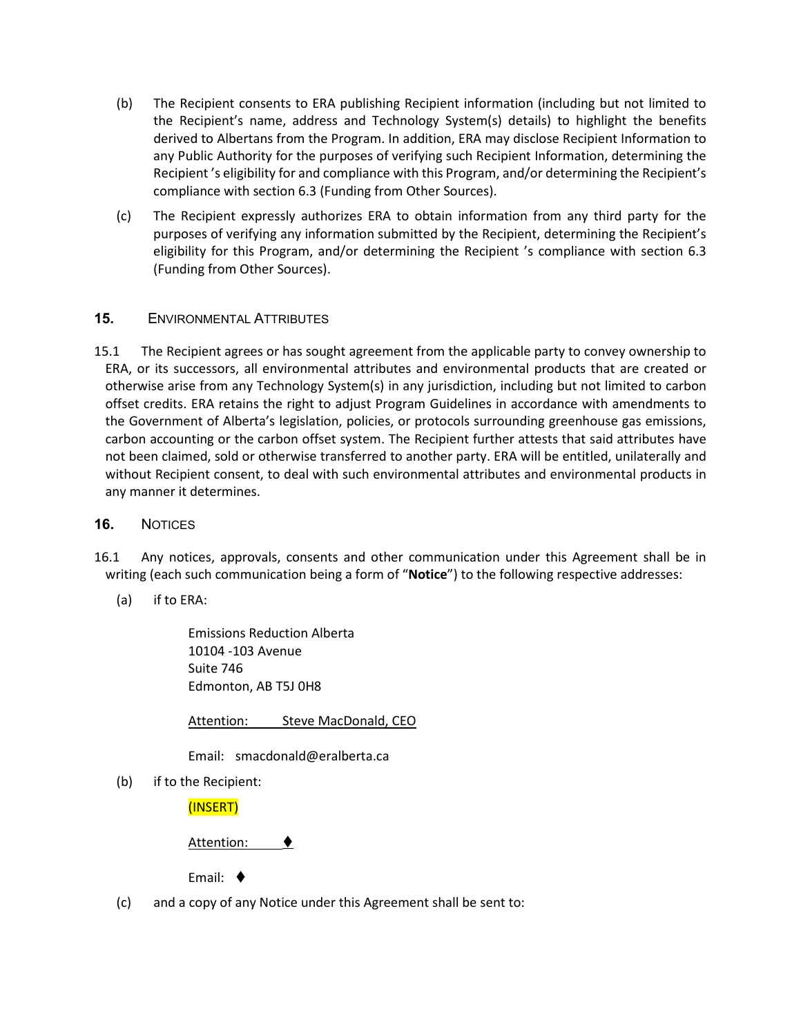(b) The Recipient consents to ERA publishing Recipient information (including but not limited to the Recipient's name, address and Technology System(s) details) to highlight the benefits derived to Albertans from the Program. In addition, ERA may disclose Recipient Information to any Public Authority for the purposes of verifying such Recipient Information, determining the Recipient 's eligibility for and compliance with this Program, and/or determining the Recipient's compliance with section 6.3 (Funding from Other Sources).

(c) The Recipient expressly authorizes ERA to obtain information from any third party for the purposes of verifying any information submitted by the Recipient, determining the Recipient's eligibility for this Program, and/or determining the Recipient 's compliance with section 6.3 (Funding from Other Sources).

## 15. ENVIRONMENTAL ATTRIBUTES

15.1 The Recipient agrees or has sought agreement from the applicable party to convey ownership to ERA, or its successors, all environmental attributes and environmental products that are created or otherwise arise from any Technology System(s) in any jurisdiction, including but not limited to carbon offset credits. ERA retains the right to adjust Program Guidelines in accordance with amendments to the Government of Alberta's legislation, policies, or protocols surrounding greenhouse gas emissions, carbon accounting or the carbon offset system. The Recipient further attests that said attributes have not been claimed, sold or otherwise transferred to another party. ERA will be entitled, unilaterally and without Recipient consent, to deal with such environmental attributes and environmental products in any manner it determines.

## 16. NOTICES

16.1 Any notices, approvals, consents and other communication under this Agreement shall be in writing (each such communication being a form of "**Notice**") to the following respective addresses:

(a) if to ERA:

Emissions Reduction Alberta
10104 -103 Avenue
Suite 746
Edmonton, AB T5J 0H8

Attention: Steve MacDonald, CEO

Email: smacdonald@eralberta.ca

(b) if to the Recipient:

(INSERT)

Attention: ♦

Email: ♦

(c) and a copy of any Notice under this Agreement shall be sent to: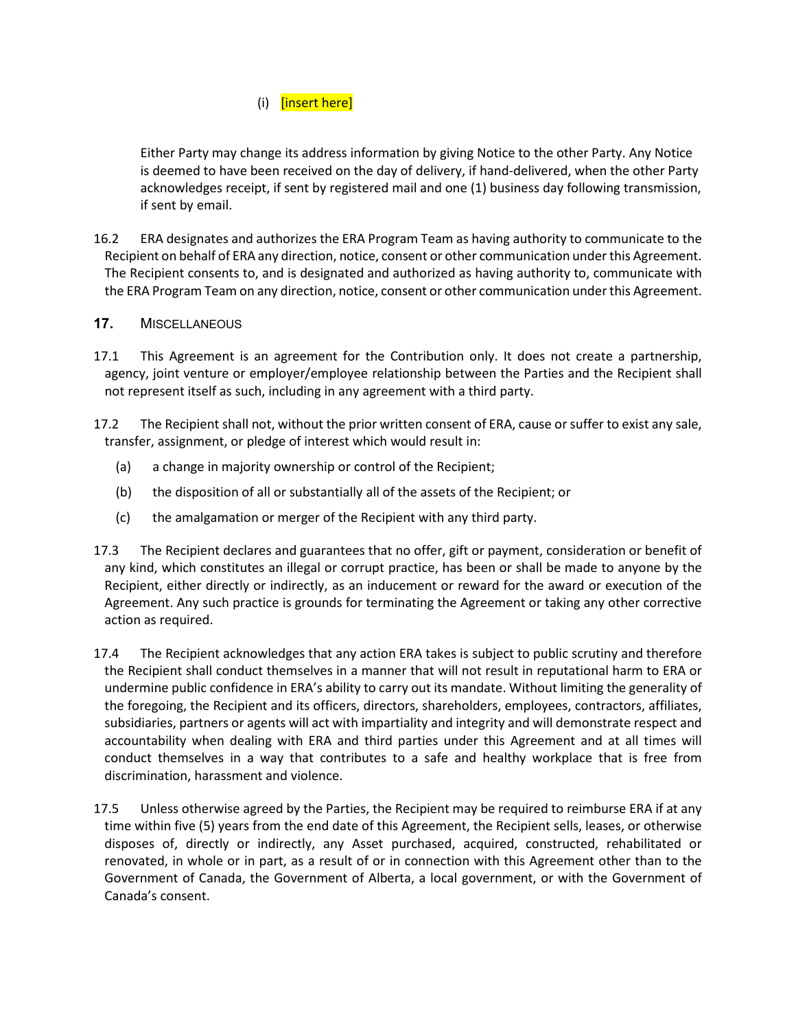(i) [insert here]

Either Party may change its address information by giving Notice to the other Party. Any Notice is deemed to have been received on the day of delivery, if hand-delivered, when the other Party acknowledges receipt, if sent by registered mail and one (1) business day following transmission, if sent by email.

16.2 ERA designates and authorizes the ERA Program Team as having authority to communicate to the Recipient on behalf of ERA any direction, notice, consent or other communication under this Agreement. The Recipient consents to, and is designated and authorized as having authority to, communicate with the ERA Program Team on any direction, notice, consent or other communication under this Agreement.

## 17. MISCELLANEOUS

17.1 This Agreement is an agreement for the Contribution only. It does not create a partnership, agency, joint venture or employer/employee relationship between the Parties and the Recipient shall not represent itself as such, including in any agreement with a third party.

17.2 The Recipient shall not, without the prior written consent of ERA, cause or suffer to exist any sale, transfer, assignment, or pledge of interest which would result in:

(a) a change in majority ownership or control of the Recipient;

(b) the disposition of all or substantially all of the assets of the Recipient; or

(c) the amalgamation or merger of the Recipient with any third party.

17.3 The Recipient declares and guarantees that no offer, gift or payment, consideration or benefit of any kind, which constitutes an illegal or corrupt practice, has been or shall be made to anyone by the Recipient, either directly or indirectly, as an inducement or reward for the award or execution of the Agreement. Any such practice is grounds for terminating the Agreement or taking any other corrective action as required.

17.4 The Recipient acknowledges that any action ERA takes is subject to public scrutiny and therefore the Recipient shall conduct themselves in a manner that will not result in reputational harm to ERA or undermine public confidence in ERA's ability to carry out its mandate. Without limiting the generality of the foregoing, the Recipient and its officers, directors, shareholders, employees, contractors, affiliates, subsidiaries, partners or agents will act with impartiality and integrity and will demonstrate respect and accountability when dealing with ERA and third parties under this Agreement and at all times will conduct themselves in a way that contributes to a safe and healthy workplace that is free from discrimination, harassment and violence.

17.5 Unless otherwise agreed by the Parties, the Recipient may be required to reimburse ERA if at any time within five (5) years from the end date of this Agreement, the Recipient sells, leases, or otherwise disposes of, directly or indirectly, any Asset purchased, acquired, constructed, rehabilitated or renovated, in whole or in part, as a result of or in connection with this Agreement other than to the Government of Canada, the Government of Alberta, a local government, or with the Government of Canada's consent.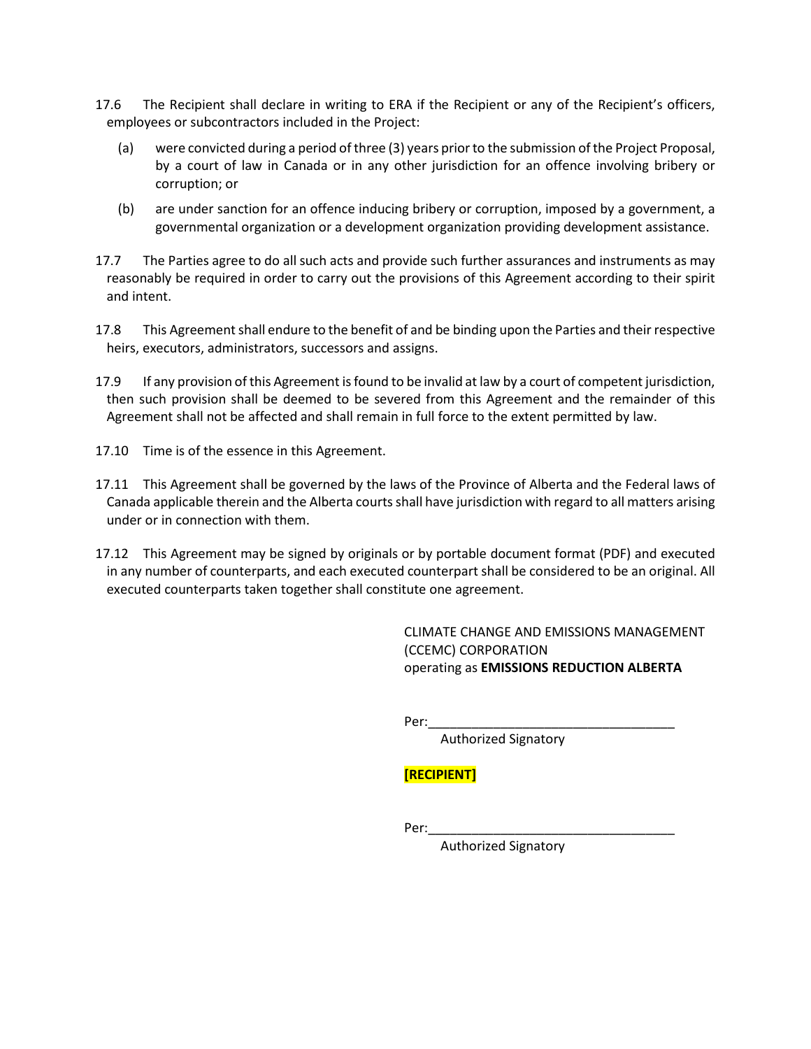17.6 The Recipient shall declare in writing to ERA if the Recipient or any of the Recipient's officers, employees or subcontractors included in the Project:

(a) were convicted during a period of three (3) years prior to the submission of the Project Proposal, by a court of law in Canada or in any other jurisdiction for an offence involving bribery or corruption; or

(b) are under sanction for an offence inducing bribery or corruption, imposed by a government, a governmental organization or a development organization providing development assistance.

17.7 The Parties agree to do all such acts and provide such further assurances and instruments as may reasonably be required in order to carry out the provisions of this Agreement according to their spirit and intent.

17.8 This Agreement shall endure to the benefit of and be binding upon the Parties and their respective heirs, executors, administrators, successors and assigns.

17.9 If any provision of this Agreement is found to be invalid at law by a court of competent jurisdiction, then such provision shall be deemed to be severed from this Agreement and the remainder of this Agreement shall not be affected and shall remain in full force to the extent permitted by law.

17.10 Time is of the essence in this Agreement.

17.11 This Agreement shall be governed by the laws of the Province of Alberta and the Federal laws of Canada applicable therein and the Alberta courts shall have jurisdiction with regard to all matters arising under or in connection with them.

17.12 This Agreement may be signed by originals or by portable document format (PDF) and executed in any number of counterparts, and each executed counterpart shall be considered to be an original. All executed counterparts taken together shall constitute one agreement.

CLIMATE CHANGE AND EMISSIONS MANAGEMENT (CCEMC) CORPORATION
operating as **EMISSIONS REDUCTION ALBERTA**

Per:__________________________________
Authorized Signatory

**[RECIPIENT]**

Per:__________________________________
Authorized Signatory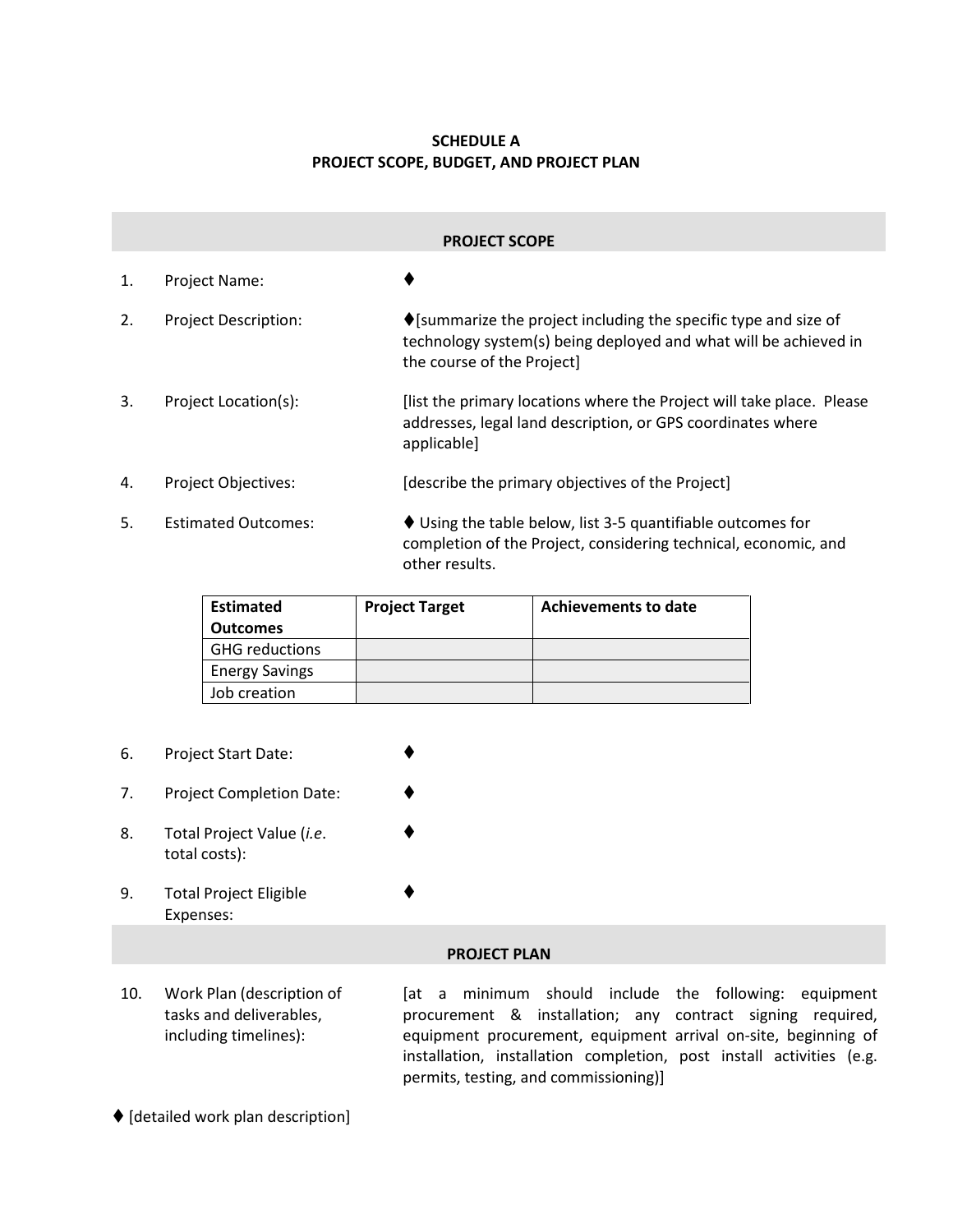**SCHEDULE A**
**PROJECT SCOPE, BUDGET, AND PROJECT PLAN**

## PROJECT SCOPE

1. Project Name: ♦

2. Project Description: ♦[summarize the project including the specific type and size of technology system(s) being deployed and what will be achieved in the course of the Project]

3. Project Location(s): [list the primary locations where the Project will take place. Please addresses, legal land description, or GPS coordinates where applicable]

4. Project Objectives: [describe the primary objectives of the Project]

5. Estimated Outcomes: ♦ Using the table below, list 3-5 quantifiable outcomes for completion of the Project, considering technical, economic, and other results.

| Estimated Outcomes | Project Target | Achievements to date |
|---|---|---|
| GHG reductions | | |
| Energy Savings | | |
| Job creation | | |

6. Project Start Date: ♦

7. Project Completion Date: ♦

8. Total Project Value (*i.e.* total costs): ♦

9. Total Project Eligible Expenses: ♦

## PROJECT PLAN

10. Work Plan (description of tasks and deliverables, including timelines): [at a minimum should include the following: equipment procurement & installation; any contract signing required, equipment procurement, equipment arrival on-site, beginning of installation, installation completion, post install activities (e.g. permits, testing, and commissioning)]

♦ [detailed work plan description]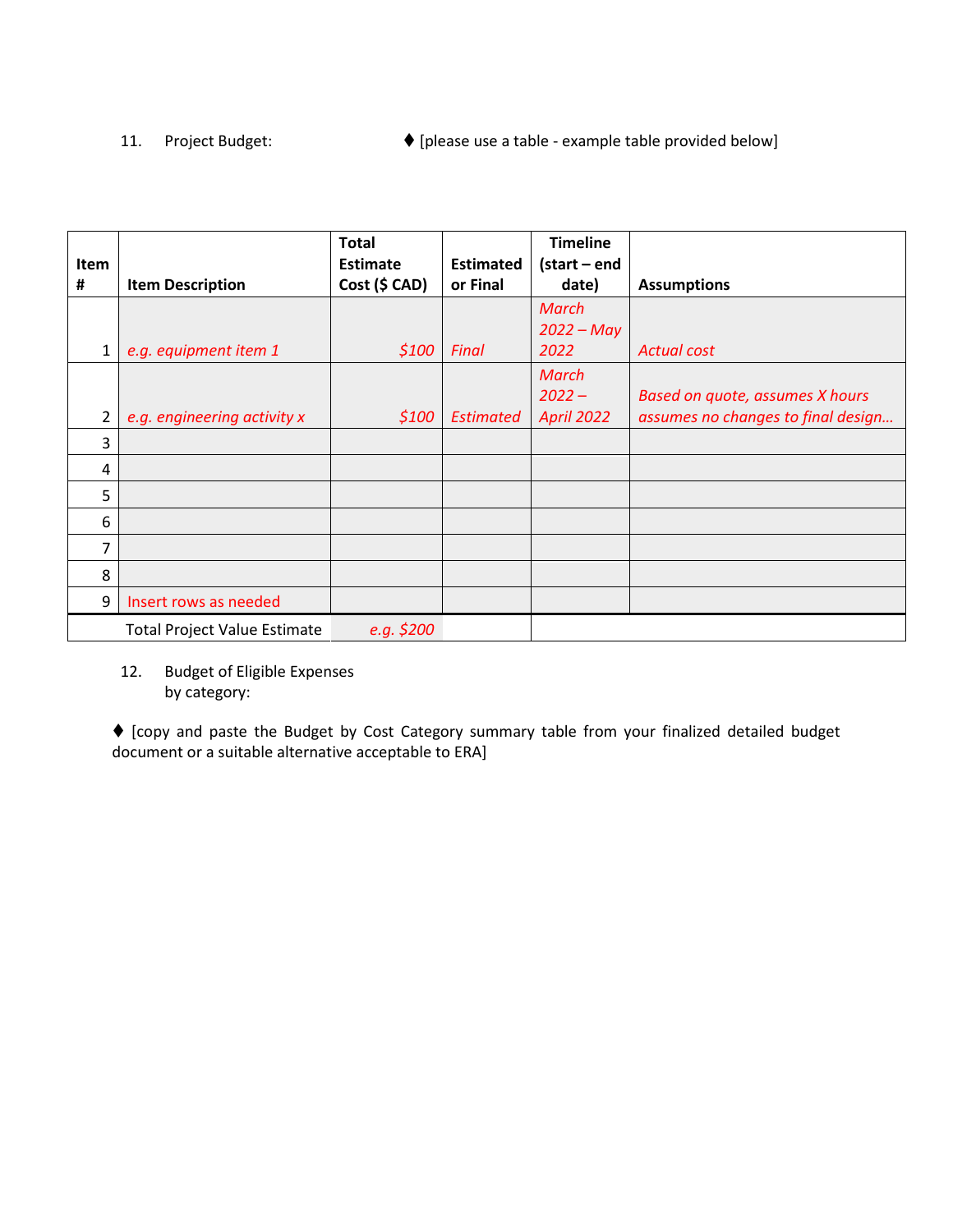11. Project Budget: ♦ [please use a table - example table provided below]

| Item # | Item Description | Total Estimate Cost ($ CAD) | Estimated or Final | Timeline (start – end date) | Assumptions |
|---|---|---|---|---|---|
| 1 | *e.g. equipment item 1* | *$100* | *Final* | *March 2022 – May 2022* | *Actual cost* |
| 2 | *e.g. engineering activity x* | *$100* | *Estimated* | *March 2022 – April 2022* | *Based on quote, assumes X hours assumes no changes to final design…* |
| 3 | | | | | |
| 4 | | | | | |
| 5 | | | | | |
| 6 | | | | | |
| 7 | | | | | |
| 8 | | | | | |
| 9 | Insert rows as needed | | | | |
| | Total Project Value Estimate | *e.g. $200* | | | |

12. Budget of Eligible Expenses by category:

♦ [copy and paste the Budget by Cost Category summary table from your finalized detailed budget document or a suitable alternative acceptable to ERA]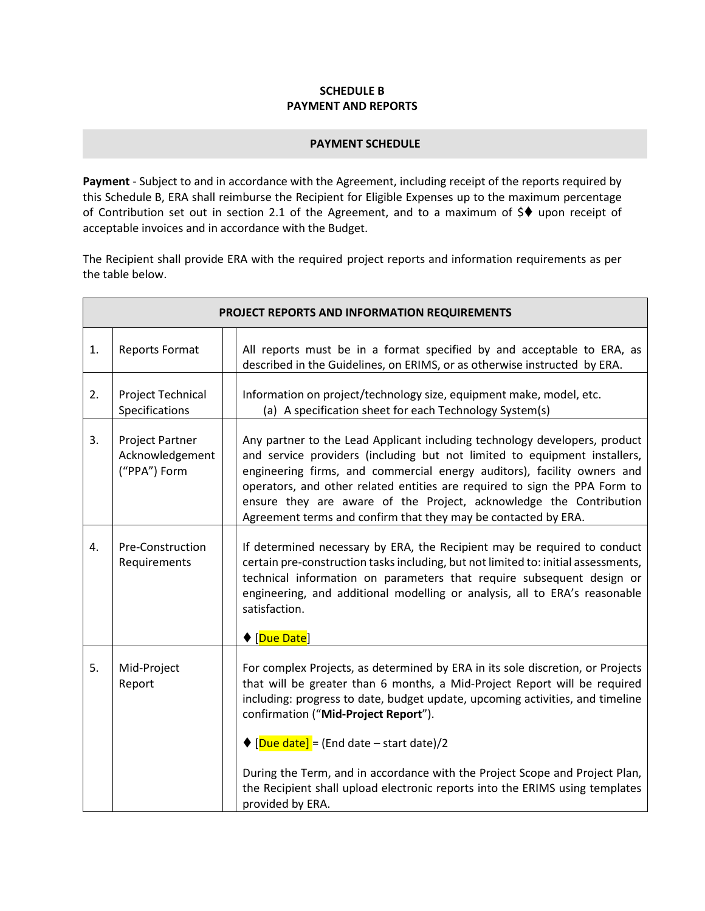**SCHEDULE B**
**PAYMENT AND REPORTS**

**PAYMENT SCHEDULE**

**Payment** - Subject to and in accordance with the Agreement, including receipt of the reports required by this Schedule B, ERA shall reimburse the Recipient for Eligible Expenses up to the maximum percentage of Contribution set out in section 2.1 of the Agreement, and to a maximum of $♦ upon receipt of acceptable invoices and in accordance with the Budget.

The Recipient shall provide ERA with the required project reports and information requirements as per the table below.

| PROJECT REPORTS AND INFORMATION REQUIREMENTS | | | |
|---|---|---|---|
| 1. | Reports Format | | All reports must be in a format specified by and acceptable to ERA, as described in the Guidelines, on ERIMS, or as otherwise instructed by ERA. |
| 2. | Project Technical Specifications | | Information on project/technology size, equipment make, model, etc.<br>(a) A specification sheet for each Technology System(s) |
| 3. | Project Partner Acknowledgement ("PPA") Form | | Any partner to the Lead Applicant including technology developers, product and service providers (including but not limited to equipment installers, engineering firms, and commercial energy auditors), facility owners and operators, and other related entities are required to sign the PPA Form to ensure they are aware of the Project, acknowledge the Contribution Agreement terms and confirm that they may be contacted by ERA. |
| 4. | Pre-Construction Requirements | | If determined necessary by ERA, the Recipient may be required to conduct certain pre-construction tasks including, but not limited to: initial assessments, technical information on parameters that require subsequent design or engineering, and additional modelling or analysis, all to ERA's reasonable satisfaction.<br><br>♦ [Due Date] |
| 5. | Mid-Project Report | | For complex Projects, as determined by ERA in its sole discretion, or Projects that will be greater than 6 months, a Mid-Project Report will be required including: progress to date, budget update, upcoming activities, and timeline confirmation ("**Mid-Project Report**").<br><br>♦ [Due date] = (End date – start date)/2<br><br>During the Term, and in accordance with the Project Scope and Project Plan, the Recipient shall upload electronic reports into the ERIMS using templates provided by ERA. |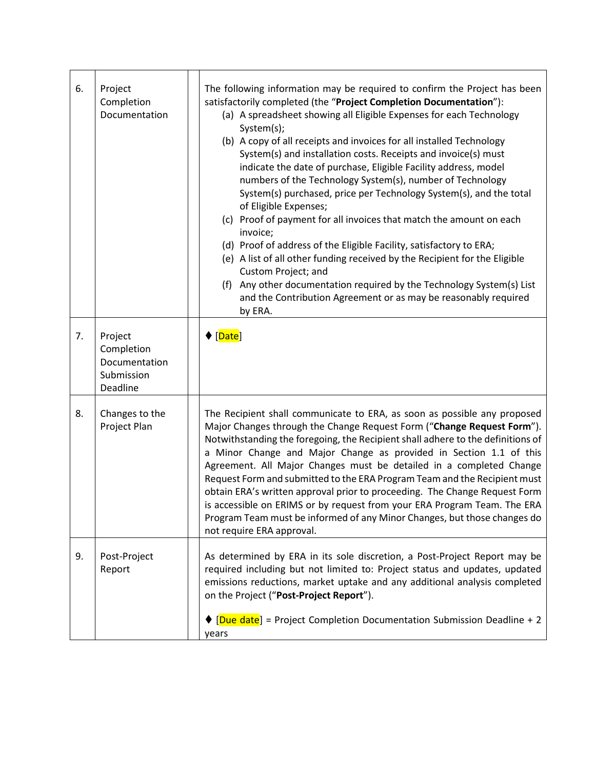| | | | |
|---|---|---|---|
| 6. | Project Completion Documentation | | The following information may be required to confirm the Project has been satisfactorily completed (the "**Project Completion Documentation**"):<br>(a) A spreadsheet showing all Eligible Expenses for each Technology System(s);<br>(b) A copy of all receipts and invoices for all installed Technology System(s) and installation costs. Receipts and invoice(s) must indicate the date of purchase, Eligible Facility address, model numbers of the Technology System(s), number of Technology System(s) purchased, price per Technology System(s), and the total of Eligible Expenses;<br>(c) Proof of payment for all invoices that match the amount on each invoice;<br>(d) Proof of address of the Eligible Facility, satisfactory to ERA;<br>(e) A list of all other funding received by the Recipient for the Eligible Custom Project; and<br>(f) Any other documentation required by the Technology System(s) List and the Contribution Agreement or as may be reasonably required by ERA. |
| 7. | Project Completion Documentation Submission Deadline | | ♦ [Date] |
| 8. | Changes to the Project Plan | | The Recipient shall communicate to ERA, as soon as possible any proposed Major Changes through the Change Request Form ("**Change Request Form**"). Notwithstanding the foregoing, the Recipient shall adhere to the definitions of a Minor Change and Major Change as provided in Section 1.1 of this Agreement. All Major Changes must be detailed in a completed Change Request Form and submitted to the ERA Program Team and the Recipient must obtain ERA's written approval prior to proceeding. The Change Request Form is accessible on ERIMS or by request from your ERA Program Team. The ERA Program Team must be informed of any Minor Changes, but those changes do not require ERA approval. |
| 9. | Post-Project Report | | As determined by ERA in its sole discretion, a Post-Project Report may be required including but not limited to: Project status and updates, updated emissions reductions, market uptake and any additional analysis completed on the Project ("**Post-Project Report**").<br><br>♦ [Due date] = Project Completion Documentation Submission Deadline + 2 years |